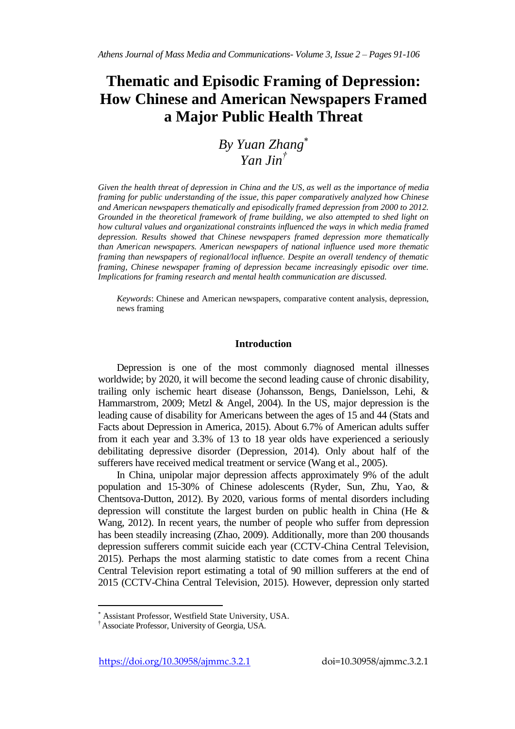# Thematic and Episodic Framing of Depression: How Chinese and American Newspapers Framed a Major Public Health Threat

*By Yuan Zhang*[*]
*Yan Jin*[†]

*Given the health threat of depression in China and the US, as well as the importance of media framing for public understanding of the issue, this paper comparatively analyzed how Chinese and American newspapers thematically and episodically framed depression from 2000 to 2012. Grounded in the theoretical framework of frame building, we also attempted to shed light on how cultural values and organizational constraints influenced the ways in which media framed depression. Results showed that Chinese newspapers framed depression more thematically than American newspapers. American newspapers of national influence used more thematic framing than newspapers of regional/local influence. Despite an overall tendency of thematic framing, Chinese newspaper framing of depression became increasingly episodic over time. Implications for framing research and mental health communication are discussed.*

*Keywords*: Chinese and American newspapers, comparative content analysis, depression, news framing

## Introduction

Depression is one of the most commonly diagnosed mental illnesses worldwide; by 2020, it will become the second leading cause of chronic disability, trailing only ischemic heart disease (Johansson, Bengs, Danielsson, Lehi, & Hammarstrom, 2009; Metzl & Angel, 2004). In the US, major depression is the leading cause of disability for Americans between the ages of 15 and 44 (Stats and Facts about Depression in America, 2015). About 6.7% of American adults suffer from it each year and 3.3% of 13 to 18 year olds have experienced a seriously debilitating depressive disorder (Depression, 2014). Only about half of the sufferers have received medical treatment or service (Wang et al., 2005).

In China, unipolar major depression affects approximately 9% of the adult population and 15-30% of Chinese adolescents (Ryder, Sun, Zhu, Yao, & Chentsova-Dutton, 2012). By 2020, various forms of mental disorders including depression will constitute the largest burden on public health in China (He & Wang, 2012). In recent years, the number of people who suffer from depression has been steadily increasing (Zhao, 2009). Additionally, more than 200 thousands depression sufferers commit suicide each year (CCTV-China Central Television, 2015). Perhaps the most alarming statistic to date comes from a recent China Central Television report estimating a total of 90 million sufferers at the end of 2015 (CCTV-China Central Television, 2015). However, depression only started

---

[*] Assistant Professor, Westfield State University, USA.
[†] Associate Professor, University of Georgia, USA.

https://doi.org/10.30958/ajmmc.3.2.1 doi=10.30958/ajmmc.3.2.1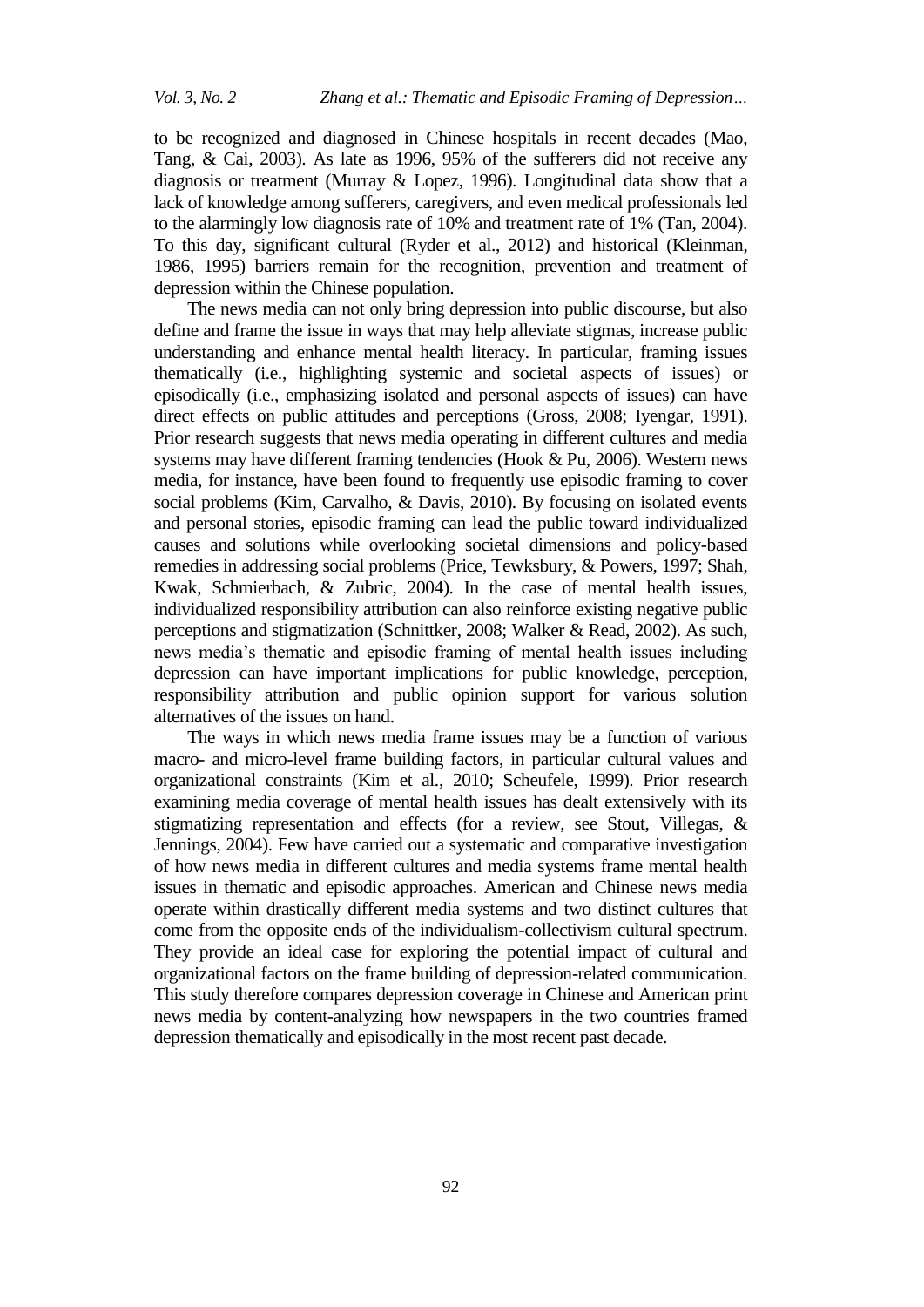to be recognized and diagnosed in Chinese hospitals in recent decades (Mao, Tang, & Cai, 2003). As late as 1996, 95% of the sufferers did not receive any diagnosis or treatment (Murray & Lopez, 1996). Longitudinal data show that a lack of knowledge among sufferers, caregivers, and even medical professionals led to the alarmingly low diagnosis rate of 10% and treatment rate of 1% (Tan, 2004). To this day, significant cultural (Ryder et al., 2012) and historical (Kleinman, 1986, 1995) barriers remain for the recognition, prevention and treatment of depression within the Chinese population.

The news media can not only bring depression into public discourse, but also define and frame the issue in ways that may help alleviate stigmas, increase public understanding and enhance mental health literacy. In particular, framing issues thematically (i.e., highlighting systemic and societal aspects of issues) or episodically (i.e., emphasizing isolated and personal aspects of issues) can have direct effects on public attitudes and perceptions (Gross, 2008; Iyengar, 1991). Prior research suggests that news media operating in different cultures and media systems may have different framing tendencies (Hook & Pu, 2006). Western news media, for instance, have been found to frequently use episodic framing to cover social problems (Kim, Carvalho, & Davis, 2010). By focusing on isolated events and personal stories, episodic framing can lead the public toward individualized causes and solutions while overlooking societal dimensions and policy-based remedies in addressing social problems (Price, Tewksbury, & Powers, 1997; Shah, Kwak, Schmierbach, & Zubric, 2004). In the case of mental health issues, individualized responsibility attribution can also reinforce existing negative public perceptions and stigmatization (Schnittker, 2008; Walker & Read, 2002). As such, news media's thematic and episodic framing of mental health issues including depression can have important implications for public knowledge, perception, responsibility attribution and public opinion support for various solution alternatives of the issues on hand.

The ways in which news media frame issues may be a function of various macro- and micro-level frame building factors, in particular cultural values and organizational constraints (Kim et al., 2010; Scheufele, 1999). Prior research examining media coverage of mental health issues has dealt extensively with its stigmatizing representation and effects (for a review, see Stout, Villegas, & Jennings, 2004). Few have carried out a systematic and comparative investigation of how news media in different cultures and media systems frame mental health issues in thematic and episodic approaches. American and Chinese news media operate within drastically different media systems and two distinct cultures that come from the opposite ends of the individualism-collectivism cultural spectrum. They provide an ideal case for exploring the potential impact of cultural and organizational factors on the frame building of depression-related communication. This study therefore compares depression coverage in Chinese and American print news media by content-analyzing how newspapers in the two countries framed depression thematically and episodically in the most recent past decade.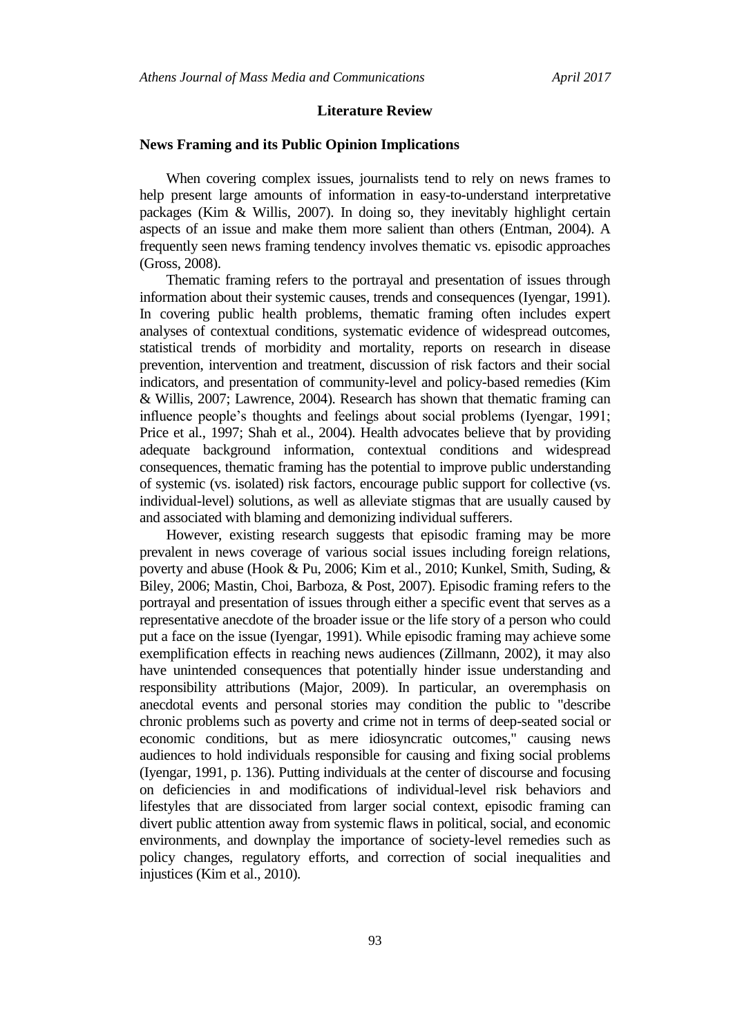## Literature Review

### News Framing and its Public Opinion Implications

When covering complex issues, journalists tend to rely on news frames to help present large amounts of information in easy-to-understand interpretative packages (Kim & Willis, 2007). In doing so, they inevitably highlight certain aspects of an issue and make them more salient than others (Entman, 2004). A frequently seen news framing tendency involves thematic vs. episodic approaches (Gross, 2008).

Thematic framing refers to the portrayal and presentation of issues through information about their systemic causes, trends and consequences (Iyengar, 1991). In covering public health problems, thematic framing often includes expert analyses of contextual conditions, systematic evidence of widespread outcomes, statistical trends of morbidity and mortality, reports on research in disease prevention, intervention and treatment, discussion of risk factors and their social indicators, and presentation of community-level and policy-based remedies (Kim & Willis, 2007; Lawrence, 2004). Research has shown that thematic framing can influence people's thoughts and feelings about social problems (Iyengar, 1991; Price et al., 1997; Shah et al., 2004). Health advocates believe that by providing adequate background information, contextual conditions and widespread consequences, thematic framing has the potential to improve public understanding of systemic (vs. isolated) risk factors, encourage public support for collective (vs. individual-level) solutions, as well as alleviate stigmas that are usually caused by and associated with blaming and demonizing individual sufferers.

However, existing research suggests that episodic framing may be more prevalent in news coverage of various social issues including foreign relations, poverty and abuse (Hook & Pu, 2006; Kim et al., 2010; Kunkel, Smith, Suding, & Biley, 2006; Mastin, Choi, Barboza, & Post, 2007). Episodic framing refers to the portrayal and presentation of issues through either a specific event that serves as a representative anecdote of the broader issue or the life story of a person who could put a face on the issue (Iyengar, 1991). While episodic framing may achieve some exemplification effects in reaching news audiences (Zillmann, 2002), it may also have unintended consequences that potentially hinder issue understanding and responsibility attributions (Major, 2009). In particular, an overemphasis on anecdotal events and personal stories may condition the public to "describe chronic problems such as poverty and crime not in terms of deep-seated social or economic conditions, but as mere idiosyncratic outcomes," causing news audiences to hold individuals responsible for causing and fixing social problems (Iyengar, 1991, p. 136). Putting individuals at the center of discourse and focusing on deficiencies in and modifications of individual-level risk behaviors and lifestyles that are dissociated from larger social context, episodic framing can divert public attention away from systemic flaws in political, social, and economic environments, and downplay the importance of society-level remedies such as policy changes, regulatory efforts, and correction of social inequalities and injustices (Kim et al., 2010).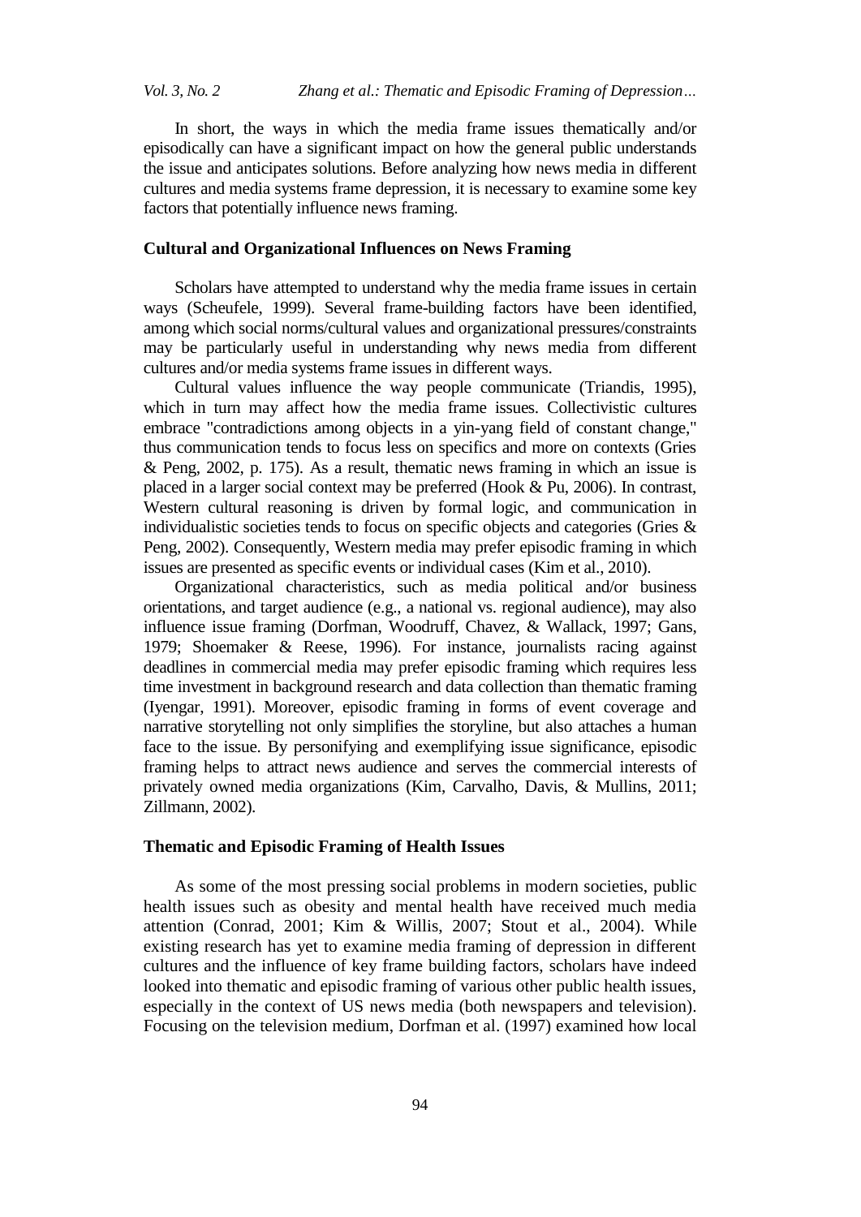In short, the ways in which the media frame issues thematically and/or episodically can have a significant impact on how the general public understands the issue and anticipates solutions. Before analyzing how news media in different cultures and media systems frame depression, it is necessary to examine some key factors that potentially influence news framing.

### Cultural and Organizational Influences on News Framing

Scholars have attempted to understand why the media frame issues in certain ways (Scheufele, 1999). Several frame-building factors have been identified, among which social norms/cultural values and organizational pressures/constraints may be particularly useful in understanding why news media from different cultures and/or media systems frame issues in different ways.

Cultural values influence the way people communicate (Triandis, 1995), which in turn may affect how the media frame issues. Collectivistic cultures embrace "contradictions among objects in a yin-yang field of constant change," thus communication tends to focus less on specifics and more on contexts (Gries & Peng, 2002, p. 175). As a result, thematic news framing in which an issue is placed in a larger social context may be preferred (Hook & Pu, 2006). In contrast, Western cultural reasoning is driven by formal logic, and communication in individualistic societies tends to focus on specific objects and categories (Gries & Peng, 2002). Consequently, Western media may prefer episodic framing in which issues are presented as specific events or individual cases (Kim et al., 2010).

Organizational characteristics, such as media political and/or business orientations, and target audience (e.g., a national vs. regional audience), may also influence issue framing (Dorfman, Woodruff, Chavez, & Wallack, 1997; Gans, 1979; Shoemaker & Reese, 1996). For instance, journalists racing against deadlines in commercial media may prefer episodic framing which requires less time investment in background research and data collection than thematic framing (Iyengar, 1991). Moreover, episodic framing in forms of event coverage and narrative storytelling not only simplifies the storyline, but also attaches a human face to the issue. By personifying and exemplifying issue significance, episodic framing helps to attract news audience and serves the commercial interests of privately owned media organizations (Kim, Carvalho, Davis, & Mullins, 2011; Zillmann, 2002).

### Thematic and Episodic Framing of Health Issues

As some of the most pressing social problems in modern societies, public health issues such as obesity and mental health have received much media attention (Conrad, 2001; Kim & Willis, 2007; Stout et al., 2004). While existing research has yet to examine media framing of depression in different cultures and the influence of key frame building factors, scholars have indeed looked into thematic and episodic framing of various other public health issues, especially in the context of US news media (both newspapers and television). Focusing on the television medium, Dorfman et al. (1997) examined how local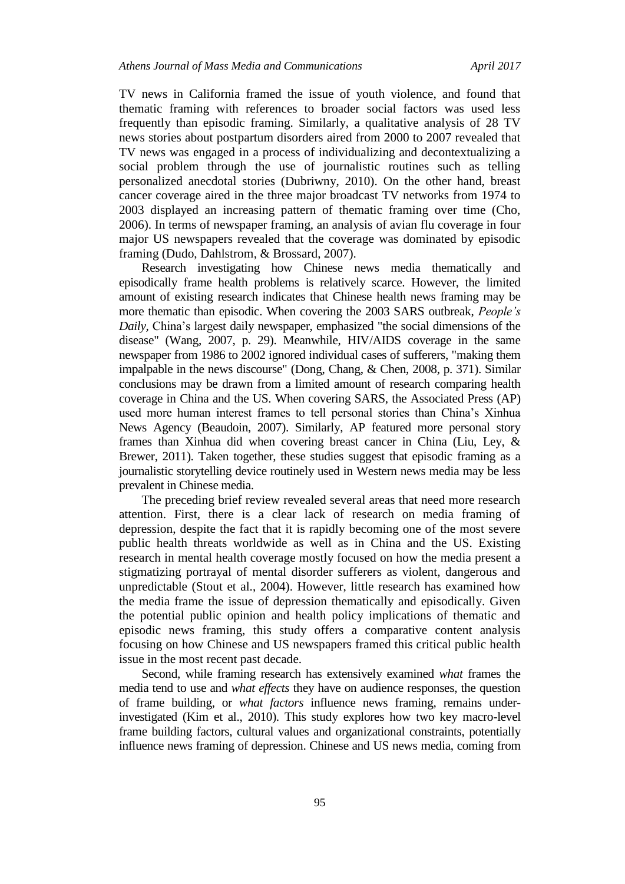TV news in California framed the issue of youth violence, and found that thematic framing with references to broader social factors was used less frequently than episodic framing. Similarly, a qualitative analysis of 28 TV news stories about postpartum disorders aired from 2000 to 2007 revealed that TV news was engaged in a process of individualizing and decontextualizing a social problem through the use of journalistic routines such as telling personalized anecdotal stories (Dubriwny, 2010). On the other hand, breast cancer coverage aired in the three major broadcast TV networks from 1974 to 2003 displayed an increasing pattern of thematic framing over time (Cho, 2006). In terms of newspaper framing, an analysis of avian flu coverage in four major US newspapers revealed that the coverage was dominated by episodic framing (Dudo, Dahlstrom, & Brossard, 2007).

Research investigating how Chinese news media thematically and episodically frame health problems is relatively scarce. However, the limited amount of existing research indicates that Chinese health news framing may be more thematic than episodic. When covering the 2003 SARS outbreak, *People's Daily*, China's largest daily newspaper, emphasized "the social dimensions of the disease" (Wang, 2007, p. 29). Meanwhile, HIV/AIDS coverage in the same newspaper from 1986 to 2002 ignored individual cases of sufferers, "making them impalpable in the news discourse" (Dong, Chang, & Chen, 2008, p. 371). Similar conclusions may be drawn from a limited amount of research comparing health coverage in China and the US. When covering SARS, the Associated Press (AP) used more human interest frames to tell personal stories than China's Xinhua News Agency (Beaudoin, 2007). Similarly, AP featured more personal story frames than Xinhua did when covering breast cancer in China (Liu, Ley, & Brewer, 2011). Taken together, these studies suggest that episodic framing as a journalistic storytelling device routinely used in Western news media may be less prevalent in Chinese media.

The preceding brief review revealed several areas that need more research attention. First, there is a clear lack of research on media framing of depression, despite the fact that it is rapidly becoming one of the most severe public health threats worldwide as well as in China and the US. Existing research in mental health coverage mostly focused on how the media present a stigmatizing portrayal of mental disorder sufferers as violent, dangerous and unpredictable (Stout et al., 2004). However, little research has examined how the media frame the issue of depression thematically and episodically. Given the potential public opinion and health policy implications of thematic and episodic news framing, this study offers a comparative content analysis focusing on how Chinese and US newspapers framed this critical public health issue in the most recent past decade.

Second, while framing research has extensively examined *what* frames the media tend to use and *what effects* they have on audience responses, the question of frame building, or *what factors* influence news framing, remains under-investigated (Kim et al., 2010). This study explores how two key macro-level frame building factors, cultural values and organizational constraints, potentially influence news framing of depression. Chinese and US news media, coming from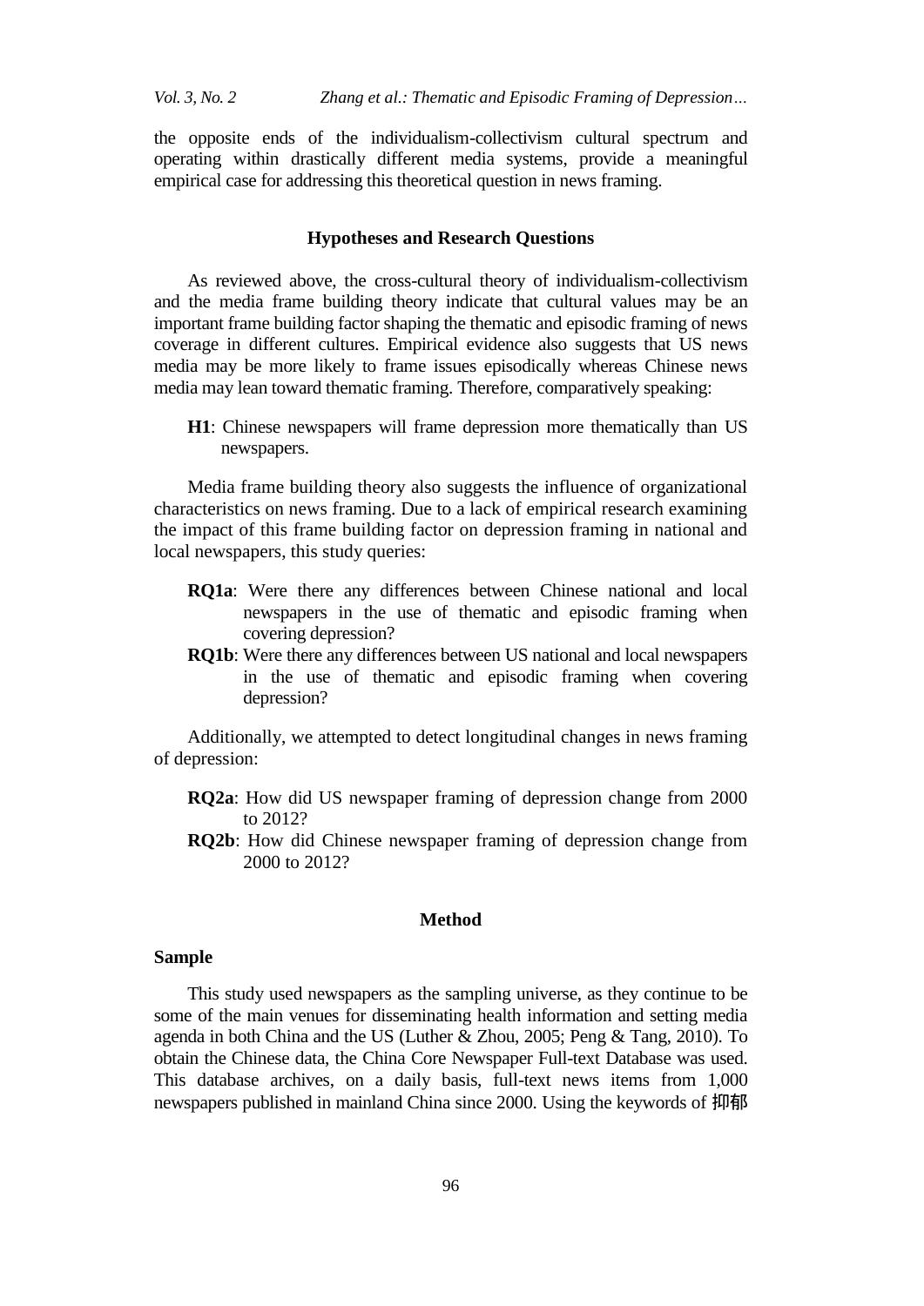the opposite ends of the individualism-collectivism cultural spectrum and operating within drastically different media systems, provide a meaningful empirical case for addressing this theoretical question in news framing.

## Hypotheses and Research Questions

As reviewed above, the cross-cultural theory of individualism-collectivism and the media frame building theory indicate that cultural values may be an important frame building factor shaping the thematic and episodic framing of news coverage in different cultures. Empirical evidence also suggests that US news media may be more likely to frame issues episodically whereas Chinese news media may lean toward thematic framing. Therefore, comparatively speaking:

**H1**: Chinese newspapers will frame depression more thematically than US newspapers.

Media frame building theory also suggests the influence of organizational characteristics on news framing. Due to a lack of empirical research examining the impact of this frame building factor on depression framing in national and local newspapers, this study queries:

**RQ1a**: Were there any differences between Chinese national and local newspapers in the use of thematic and episodic framing when covering depression?

**RQ1b**: Were there any differences between US national and local newspapers in the use of thematic and episodic framing when covering depression?

Additionally, we attempted to detect longitudinal changes in news framing of depression:

**RQ2a**: How did US newspaper framing of depression change from 2000 to 2012?

**RQ2b**: How did Chinese newspaper framing of depression change from 2000 to 2012?

## Method

### Sample

This study used newspapers as the sampling universe, as they continue to be some of the main venues for disseminating health information and setting media agenda in both China and the US (Luther & Zhou, 2005; Peng & Tang, 2010). To obtain the Chinese data, the China Core Newspaper Full-text Database was used. This database archives, on a daily basis, full-text news items from 1,000 newspapers published in mainland China since 2000. Using the keywords of 抑郁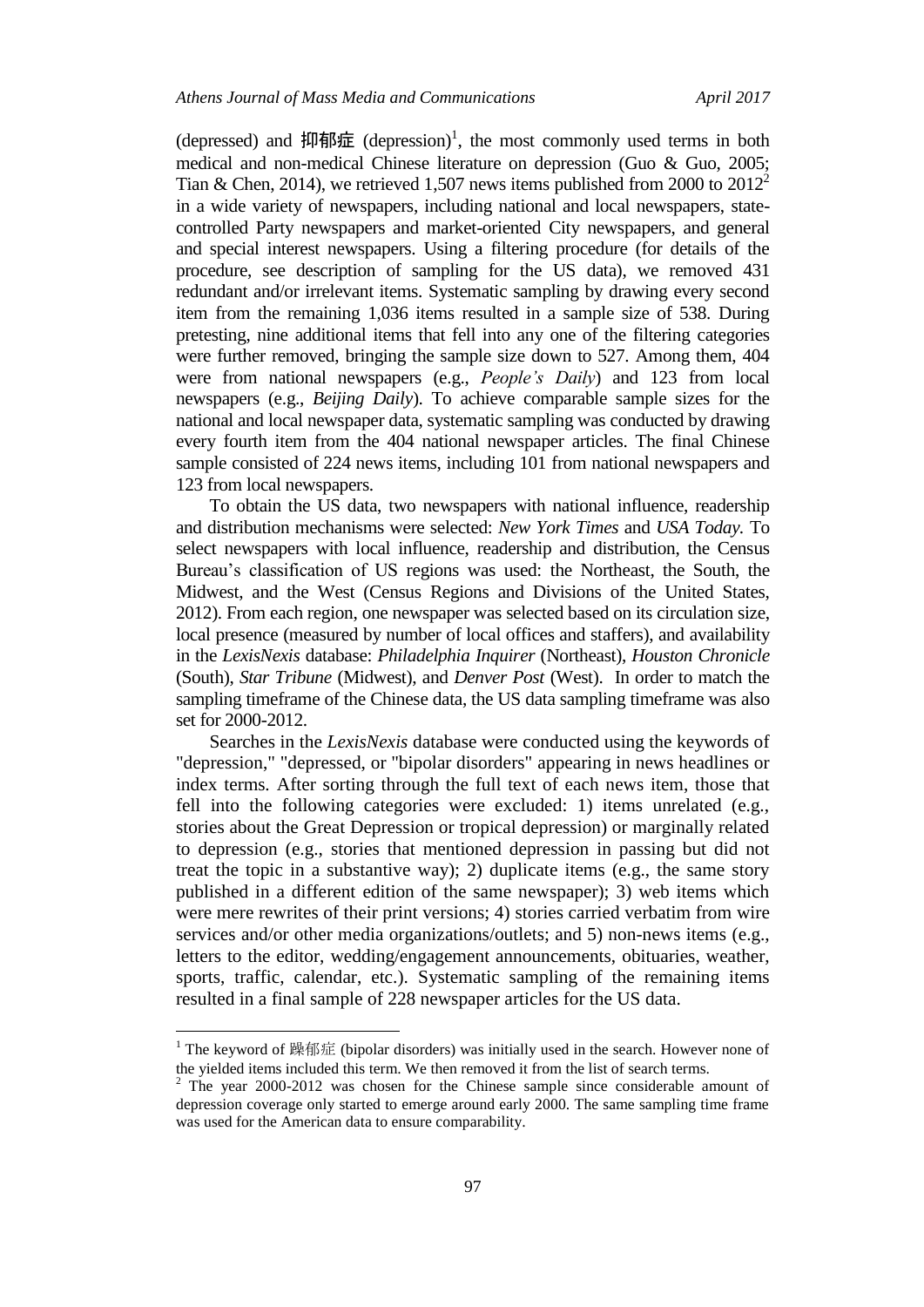(depressed) and **抑郁症** (depression)[1], the most commonly used terms in both medical and non-medical Chinese literature on depression (Guo & Guo, 2005; Tian & Chen, 2014), we retrieved 1,507 news items published from 2000 to 2012[2] in a wide variety of newspapers, including national and local newspapers, state-controlled Party newspapers and market-oriented City newspapers, and general and special interest newspapers. Using a filtering procedure (for details of the procedure, see description of sampling for the US data), we removed 431 redundant and/or irrelevant items. Systematic sampling by drawing every second item from the remaining 1,036 items resulted in a sample size of 538. During pretesting, nine additional items that fell into any one of the filtering categories were further removed, bringing the sample size down to 527. Among them, 404 were from national newspapers (e.g., *People's Daily*) and 123 from local newspapers (e.g., *Beijing Daily*). To achieve comparable sample sizes for the national and local newspaper data, systematic sampling was conducted by drawing every fourth item from the 404 national newspaper articles. The final Chinese sample consisted of 224 news items, including 101 from national newspapers and 123 from local newspapers.

To obtain the US data, two newspapers with national influence, readership and distribution mechanisms were selected: *New York Times* and *USA Today*. To select newspapers with local influence, readership and distribution, the Census Bureau's classification of US regions was used: the Northeast, the South, the Midwest, and the West (Census Regions and Divisions of the United States, 2012). From each region, one newspaper was selected based on its circulation size, local presence (measured by number of local offices and staffers), and availability in the *LexisNexis* database: *Philadelphia Inquirer* (Northeast), *Houston Chronicle* (South), *Star Tribune* (Midwest), and *Denver Post* (West). In order to match the sampling timeframe of the Chinese data, the US data sampling timeframe was also set for 2000-2012.

Searches in the *LexisNexis* database were conducted using the keywords of "depression," "depressed, or "bipolar disorders" appearing in news headlines or index terms. After sorting through the full text of each news item, those that fell into the following categories were excluded: 1) items unrelated (e.g., stories about the Great Depression or tropical depression) or marginally related to depression (e.g., stories that mentioned depression in passing but did not treat the topic in a substantive way); 2) duplicate items (e.g., the same story published in a different edition of the same newspaper); 3) web items which were mere rewrites of their print versions; 4) stories carried verbatim from wire services and/or other media organizations/outlets; and 5) non-news items (e.g., letters to the editor, wedding/engagement announcements, obituaries, weather, sports, traffic, calendar, etc.). Systematic sampling of the remaining items resulted in a final sample of 228 newspaper articles for the US data.

---

[1] The keyword of 躁郁症 (bipolar disorders) was initially used in the search. However none of the yielded items included this term. We then removed it from the list of search terms.

[2] The year 2000-2012 was chosen for the Chinese sample since considerable amount of depression coverage only started to emerge around early 2000. The same sampling time frame was used for the American data to ensure comparability.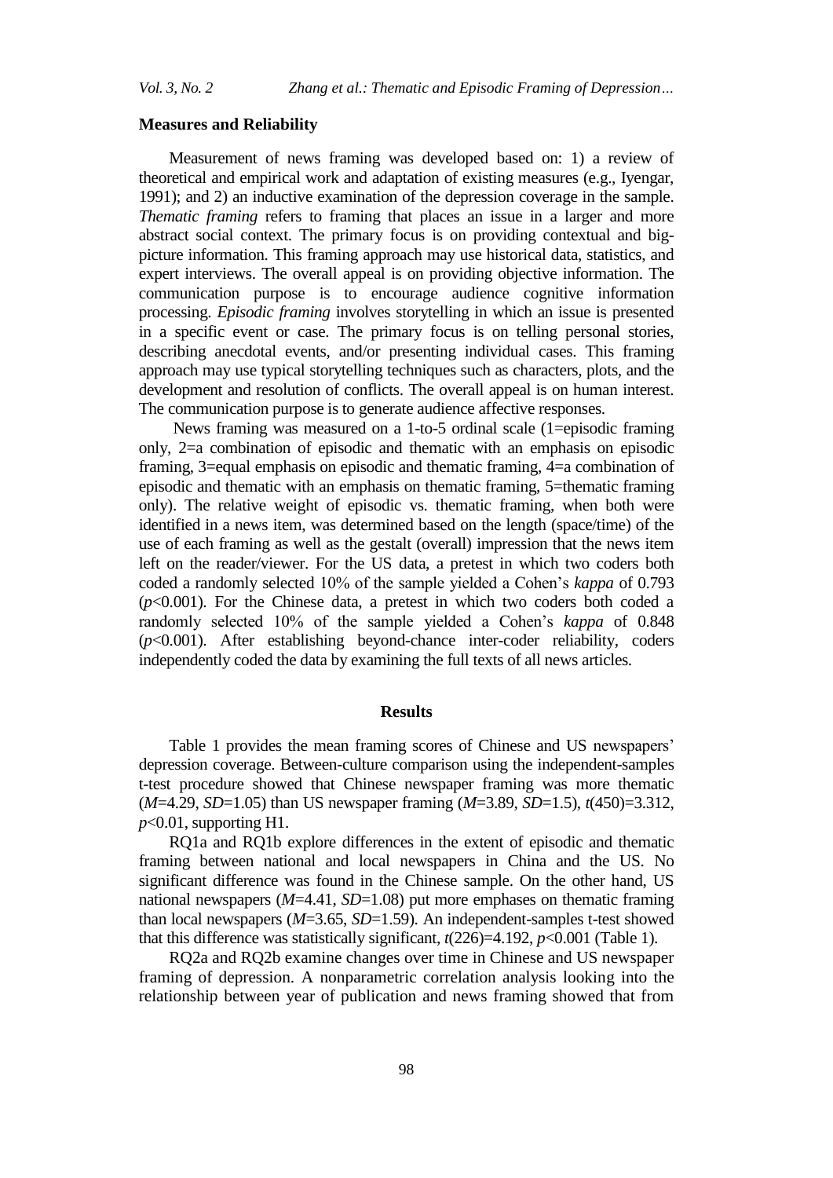### Measures and Reliability

Measurement of news framing was developed based on: 1) a review of theoretical and empirical work and adaptation of existing measures (e.g., Iyengar, 1991); and 2) an inductive examination of the depression coverage in the sample. *Thematic framing* refers to framing that places an issue in a larger and more abstract social context. The primary focus is on providing contextual and big-picture information. This framing approach may use historical data, statistics, and expert interviews. The overall appeal is on providing objective information. The communication purpose is to encourage audience cognitive information processing. *Episodic framing* involves storytelling in which an issue is presented in a specific event or case. The primary focus is on telling personal stories, describing anecdotal events, and/or presenting individual cases. This framing approach may use typical storytelling techniques such as characters, plots, and the development and resolution of conflicts. The overall appeal is on human interest. The communication purpose is to generate audience affective responses.

News framing was measured on a 1-to-5 ordinal scale (1=episodic framing only, 2=a combination of episodic and thematic with an emphasis on episodic framing, 3=equal emphasis on episodic and thematic framing, 4=a combination of episodic and thematic with an emphasis on thematic framing, 5=thematic framing only). The relative weight of episodic vs. thematic framing, when both were identified in a news item, was determined based on the length (space/time) of the use of each framing as well as the gestalt (overall) impression that the news item left on the reader/viewer. For the US data, a pretest in which two coders both coded a randomly selected 10% of the sample yielded a Cohen's *kappa* of 0.793 ($p<0.001$). For the Chinese data, a pretest in which two coders both coded a randomly selected 10% of the sample yielded a Cohen's *kappa* of 0.848 ($p<0.001$). After establishing beyond-chance inter-coder reliability, coders independently coded the data by examining the full texts of all news articles.

## Results

Table 1 provides the mean framing scores of Chinese and US newspapers' depression coverage. Between-culture comparison using the independent-samples t-test procedure showed that Chinese newspaper framing was more thematic ($M$=4.29, $SD$=1.05) than US newspaper framing ($M$=3.89, $SD$=1.5), $t(450)=3.312$, $p<0.01$, supporting H1.

RQ1a and RQ1b explore differences in the extent of episodic and thematic framing between national and local newspapers in China and the US. No significant difference was found in the Chinese sample. On the other hand, US national newspapers ($M$=4.41, $SD$=1.08) put more emphases on thematic framing than local newspapers ($M$=3.65, $SD$=1.59). An independent-samples t-test showed that this difference was statistically significant, $t(226)=4.192$, $p<0.001$ (Table 1).

RQ2a and RQ2b examine changes over time in Chinese and US newspaper framing of depression. A nonparametric correlation analysis looking into the relationship between year of publication and news framing showed that from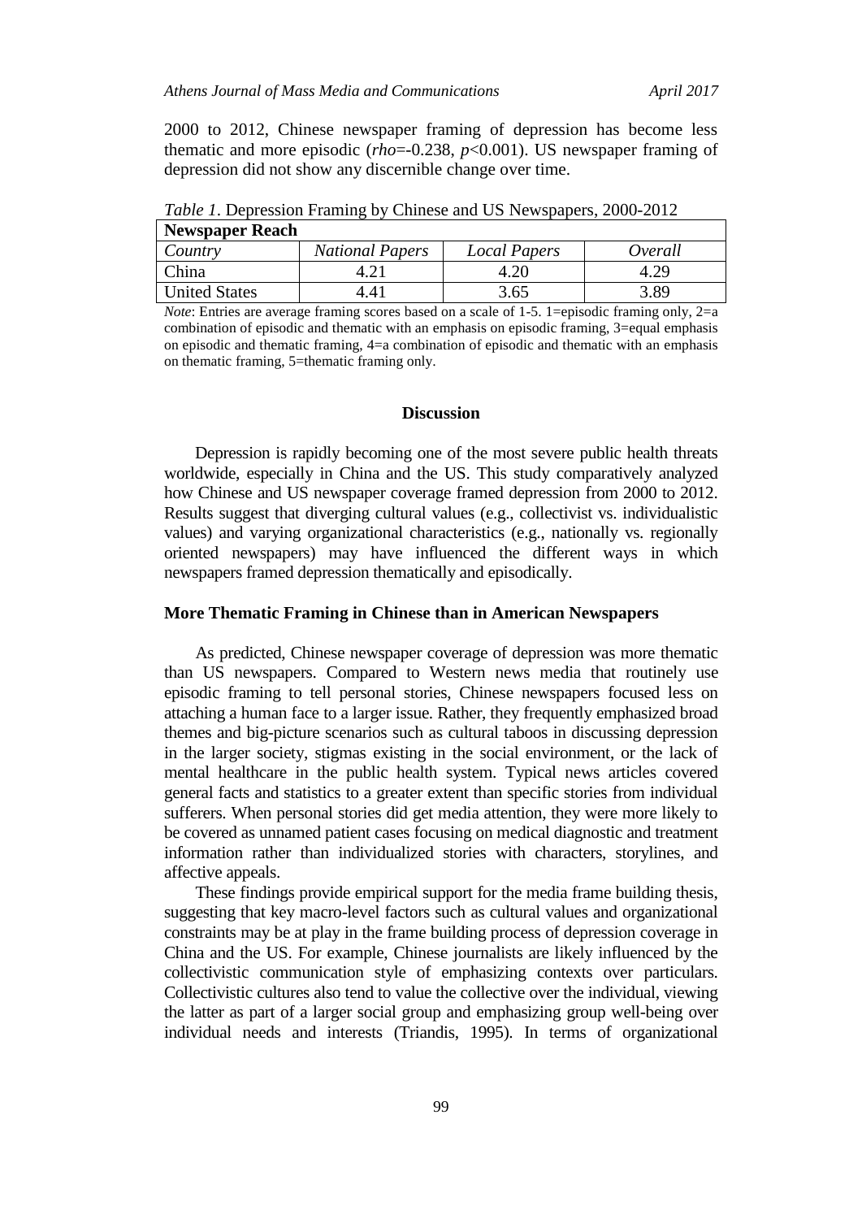2000 to 2012, Chinese newspaper framing of depression has become less thematic and more episodic (*rho*=-0.238, $p<0.001$). US newspaper framing of depression did not show any discernible change over time.

*Table 1*. Depression Framing by Chinese and US Newspapers, 2000-2012

| **Newspaper Reach** | | | |
|---|---|---|---|
| *Country* | *National Papers* | *Local Papers* | *Overall* |
| China | 4.21 | 4.20 | 4.29 |
| United States | 4.41 | 3.65 | 3.89 |

*Note*: Entries are average framing scores based on a scale of 1-5. 1=episodic framing only, 2=a combination of episodic and thematic with an emphasis on episodic framing, 3=equal emphasis on episodic and thematic framing, 4=a combination of episodic and thematic with an emphasis on thematic framing, 5=thematic framing only.

## Discussion

Depression is rapidly becoming one of the most severe public health threats worldwide, especially in China and the US. This study comparatively analyzed how Chinese and US newspaper coverage framed depression from 2000 to 2012. Results suggest that diverging cultural values (e.g., collectivist vs. individualistic values) and varying organizational characteristics (e.g., nationally vs. regionally oriented newspapers) may have influenced the different ways in which newspapers framed depression thematically and episodically.

### More Thematic Framing in Chinese than in American Newspapers

As predicted, Chinese newspaper coverage of depression was more thematic than US newspapers. Compared to Western news media that routinely use episodic framing to tell personal stories, Chinese newspapers focused less on attaching a human face to a larger issue. Rather, they frequently emphasized broad themes and big-picture scenarios such as cultural taboos in discussing depression in the larger society, stigmas existing in the social environment, or the lack of mental healthcare in the public health system. Typical news articles covered general facts and statistics to a greater extent than specific stories from individual sufferers. When personal stories did get media attention, they were more likely to be covered as unnamed patient cases focusing on medical diagnostic and treatment information rather than individualized stories with characters, storylines, and affective appeals.

These findings provide empirical support for the media frame building thesis, suggesting that key macro-level factors such as cultural values and organizational constraints may be at play in the frame building process of depression coverage in China and the US. For example, Chinese journalists are likely influenced by the collectivistic communication style of emphasizing contexts over particulars. Collectivistic cultures also tend to value the collective over the individual, viewing the latter as part of a larger social group and emphasizing group well-being over individual needs and interests (Triandis, 1995). In terms of organizational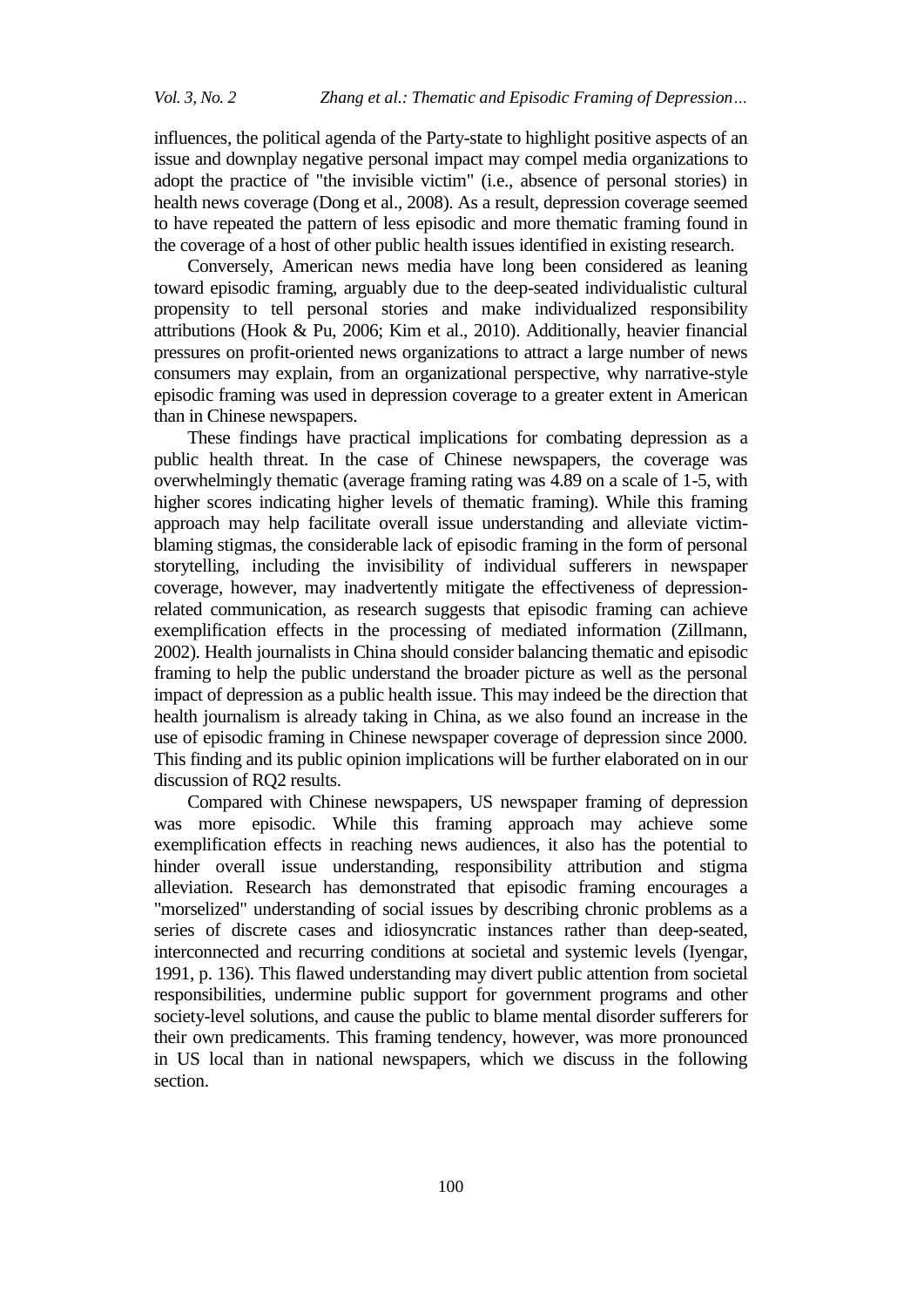influences, the political agenda of the Party-state to highlight positive aspects of an issue and downplay negative personal impact may compel media organizations to adopt the practice of "the invisible victim" (i.e., absence of personal stories) in health news coverage (Dong et al., 2008). As a result, depression coverage seemed to have repeated the pattern of less episodic and more thematic framing found in the coverage of a host of other public health issues identified in existing research.

Conversely, American news media have long been considered as leaning toward episodic framing, arguably due to the deep-seated individualistic cultural propensity to tell personal stories and make individualized responsibility attributions (Hook & Pu, 2006; Kim et al., 2010). Additionally, heavier financial pressures on profit-oriented news organizations to attract a large number of news consumers may explain, from an organizational perspective, why narrative-style episodic framing was used in depression coverage to a greater extent in American than in Chinese newspapers.

These findings have practical implications for combating depression as a public health threat. In the case of Chinese newspapers, the coverage was overwhelmingly thematic (average framing rating was 4.89 on a scale of 1-5, with higher scores indicating higher levels of thematic framing). While this framing approach may help facilitate overall issue understanding and alleviate victim-blaming stigmas, the considerable lack of episodic framing in the form of personal storytelling, including the invisibility of individual sufferers in newspaper coverage, however, may inadvertently mitigate the effectiveness of depression-related communication, as research suggests that episodic framing can achieve exemplification effects in the processing of mediated information (Zillmann, 2002). Health journalists in China should consider balancing thematic and episodic framing to help the public understand the broader picture as well as the personal impact of depression as a public health issue. This may indeed be the direction that health journalism is already taking in China, as we also found an increase in the use of episodic framing in Chinese newspaper coverage of depression since 2000. This finding and its public opinion implications will be further elaborated on in our discussion of RQ2 results.

Compared with Chinese newspapers, US newspaper framing of depression was more episodic. While this framing approach may achieve some exemplification effects in reaching news audiences, it also has the potential to hinder overall issue understanding, responsibility attribution and stigma alleviation. Research has demonstrated that episodic framing encourages a "morselized" understanding of social issues by describing chronic problems as a series of discrete cases and idiosyncratic instances rather than deep-seated, interconnected and recurring conditions at societal and systemic levels (Iyengar, 1991, p. 136). This flawed understanding may divert public attention from societal responsibilities, undermine public support for government programs and other society-level solutions, and cause the public to blame mental disorder sufferers for their own predicaments. This framing tendency, however, was more pronounced in US local than in national newspapers, which we discuss in the following section.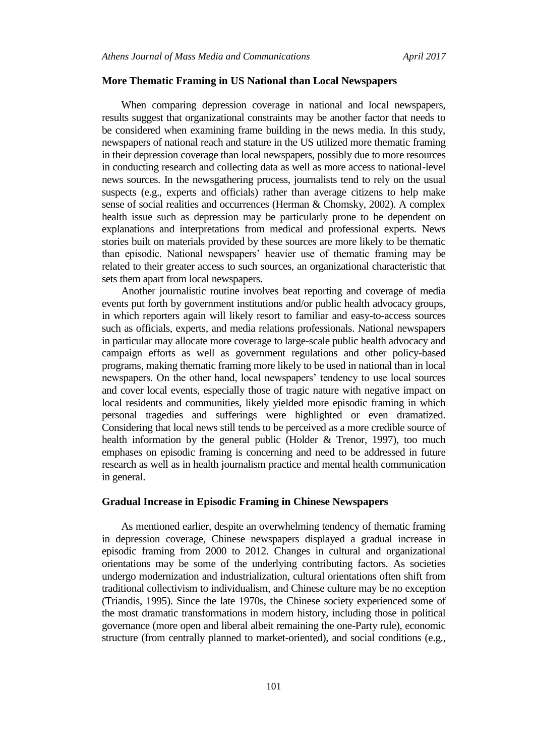### More Thematic Framing in US National than Local Newspapers

When comparing depression coverage in national and local newspapers, results suggest that organizational constraints may be another factor that needs to be considered when examining frame building in the news media. In this study, newspapers of national reach and stature in the US utilized more thematic framing in their depression coverage than local newspapers, possibly due to more resources in conducting research and collecting data as well as more access to national-level news sources. In the newsgathering process, journalists tend to rely on the usual suspects (e.g., experts and officials) rather than average citizens to help make sense of social realities and occurrences (Herman & Chomsky, 2002). A complex health issue such as depression may be particularly prone to be dependent on explanations and interpretations from medical and professional experts. News stories built on materials provided by these sources are more likely to be thematic than episodic. National newspapers' heavier use of thematic framing may be related to their greater access to such sources, an organizational characteristic that sets them apart from local newspapers.

Another journalistic routine involves beat reporting and coverage of media events put forth by government institutions and/or public health advocacy groups, in which reporters again will likely resort to familiar and easy-to-access sources such as officials, experts, and media relations professionals. National newspapers in particular may allocate more coverage to large-scale public health advocacy and campaign efforts as well as government regulations and other policy-based programs, making thematic framing more likely to be used in national than in local newspapers. On the other hand, local newspapers' tendency to use local sources and cover local events, especially those of tragic nature with negative impact on local residents and communities, likely yielded more episodic framing in which personal tragedies and sufferings were highlighted or even dramatized. Considering that local news still tends to be perceived as a more credible source of health information by the general public (Holder & Trenor, 1997), too much emphases on episodic framing is concerning and need to be addressed in future research as well as in health journalism practice and mental health communication in general.

### Gradual Increase in Episodic Framing in Chinese Newspapers

As mentioned earlier, despite an overwhelming tendency of thematic framing in depression coverage, Chinese newspapers displayed a gradual increase in episodic framing from 2000 to 2012. Changes in cultural and organizational orientations may be some of the underlying contributing factors. As societies undergo modernization and industrialization, cultural orientations often shift from traditional collectivism to individualism, and Chinese culture may be no exception (Triandis, 1995). Since the late 1970s, the Chinese society experienced some of the most dramatic transformations in modern history, including those in political governance (more open and liberal albeit remaining the one-Party rule), economic structure (from centrally planned to market-oriented), and social conditions (e.g.,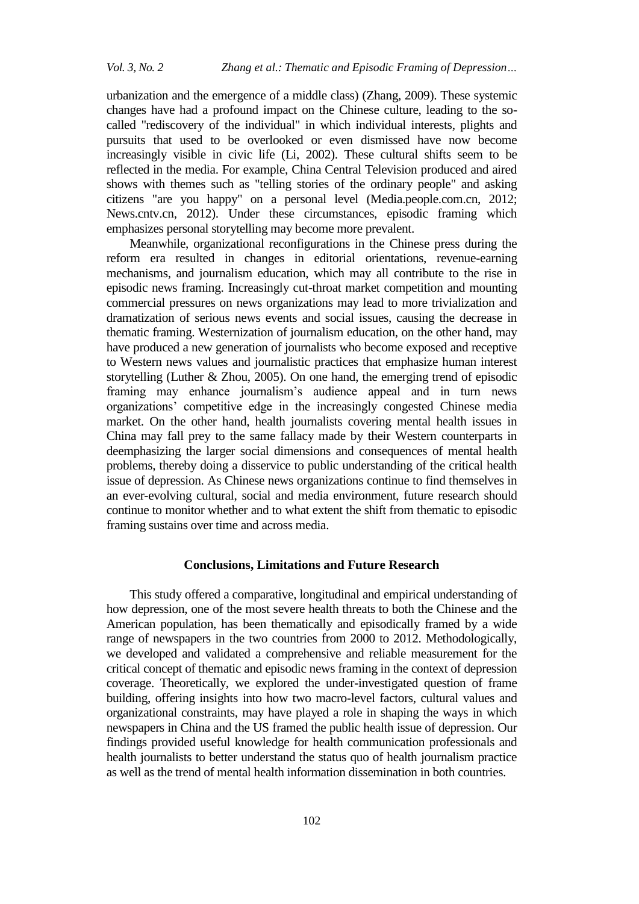urbanization and the emergence of a middle class) (Zhang, 2009). These systemic changes have had a profound impact on the Chinese culture, leading to the so-called "rediscovery of the individual" in which individual interests, plights and pursuits that used to be overlooked or even dismissed have now become increasingly visible in civic life (Li, 2002). These cultural shifts seem to be reflected in the media. For example, China Central Television produced and aired shows with themes such as "telling stories of the ordinary people" and asking citizens "are you happy" on a personal level (Media.people.com.cn, 2012; News.cntv.cn, 2012). Under these circumstances, episodic framing which emphasizes personal storytelling may become more prevalent.

Meanwhile, organizational reconfigurations in the Chinese press during the reform era resulted in changes in editorial orientations, revenue-earning mechanisms, and journalism education, which may all contribute to the rise in episodic news framing. Increasingly cut-throat market competition and mounting commercial pressures on news organizations may lead to more trivialization and dramatization of serious news events and social issues, causing the decrease in thematic framing. Westernization of journalism education, on the other hand, may have produced a new generation of journalists who become exposed and receptive to Western news values and journalistic practices that emphasize human interest storytelling (Luther & Zhou, 2005). On one hand, the emerging trend of episodic framing may enhance journalism's audience appeal and in turn news organizations' competitive edge in the increasingly congested Chinese media market. On the other hand, health journalists covering mental health issues in China may fall prey to the same fallacy made by their Western counterparts in deemphasizing the larger social dimensions and consequences of mental health problems, thereby doing a disservice to public understanding of the critical health issue of depression. As Chinese news organizations continue to find themselves in an ever-evolving cultural, social and media environment, future research should continue to monitor whether and to what extent the shift from thematic to episodic framing sustains over time and across media.

## Conclusions, Limitations and Future Research

This study offered a comparative, longitudinal and empirical understanding of how depression, one of the most severe health threats to both the Chinese and the American population, has been thematically and episodically framed by a wide range of newspapers in the two countries from 2000 to 2012. Methodologically, we developed and validated a comprehensive and reliable measurement for the critical concept of thematic and episodic news framing in the context of depression coverage. Theoretically, we explored the under-investigated question of frame building, offering insights into how two macro-level factors, cultural values and organizational constraints, may have played a role in shaping the ways in which newspapers in China and the US framed the public health issue of depression. Our findings provided useful knowledge for health communication professionals and health journalists to better understand the status quo of health journalism practice as well as the trend of mental health information dissemination in both countries.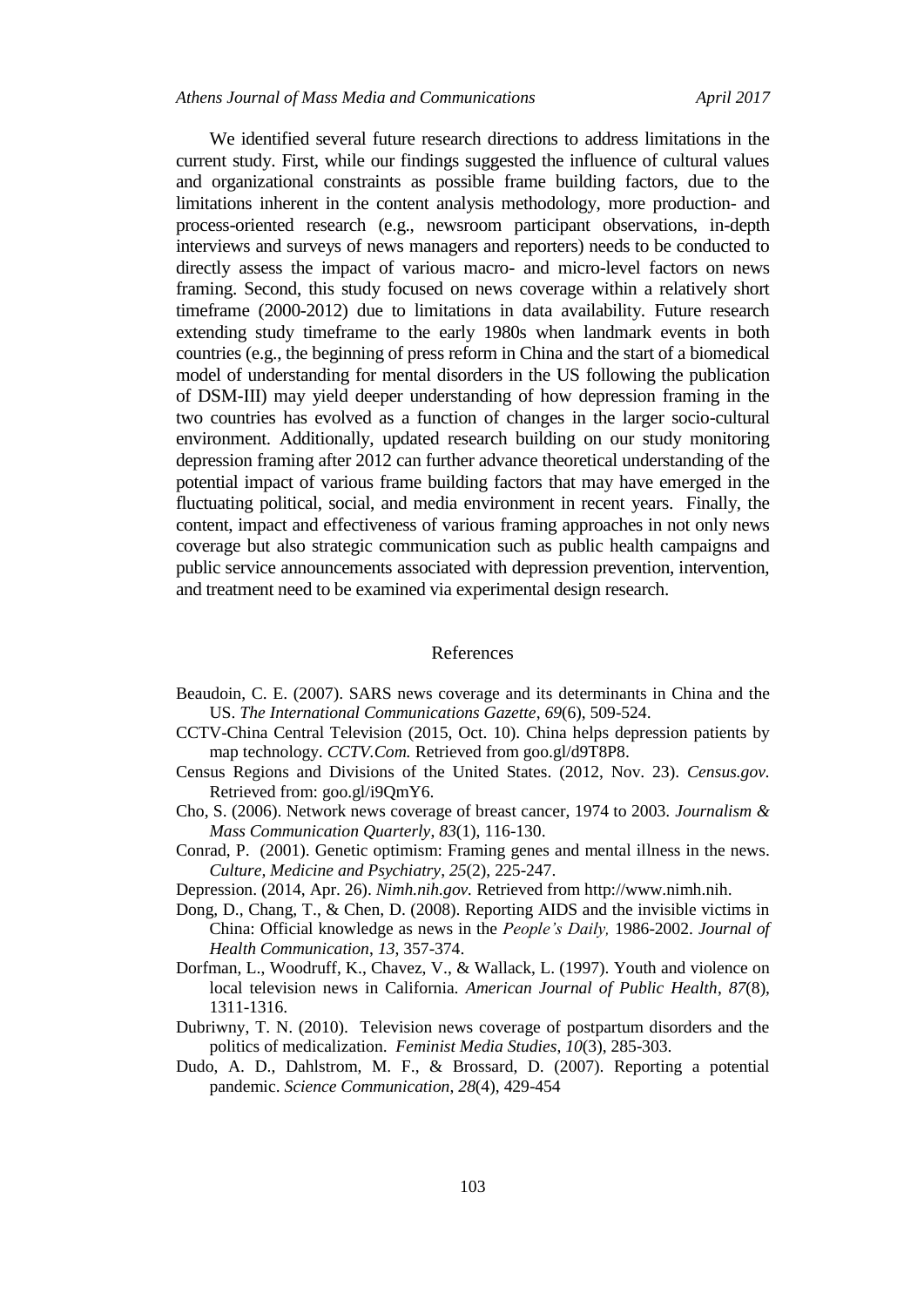We identified several future research directions to address limitations in the current study. First, while our findings suggested the influence of cultural values and organizational constraints as possible frame building factors, due to the limitations inherent in the content analysis methodology, more production- and process-oriented research (e.g., newsroom participant observations, in-depth interviews and surveys of news managers and reporters) needs to be conducted to directly assess the impact of various macro- and micro-level factors on news framing. Second, this study focused on news coverage within a relatively short timeframe (2000-2012) due to limitations in data availability. Future research extending study timeframe to the early 1980s when landmark events in both countries (e.g., the beginning of press reform in China and the start of a biomedical model of understanding for mental disorders in the US following the publication of DSM-III) may yield deeper understanding of how depression framing in the two countries has evolved as a function of changes in the larger socio-cultural environment. Additionally, updated research building on our study monitoring depression framing after 2012 can further advance theoretical understanding of the potential impact of various frame building factors that may have emerged in the fluctuating political, social, and media environment in recent years. Finally, the content, impact and effectiveness of various framing approaches in not only news coverage but also strategic communication such as public health campaigns and public service announcements associated with depression prevention, intervention, and treatment need to be examined via experimental design research.

## References

Beaudoin, C. E. (2007). SARS news coverage and its determinants in China and the US. *The International Communications Gazette*, *69*(6), 509-524.

CCTV-China Central Television (2015, Oct. 10). China helps depression patients by map technology. *CCTV.Com.* Retrieved from goo.gl/d9T8P8.

Census Regions and Divisions of the United States. (2012, Nov. 23). *Census.gov.* Retrieved from: goo.gl/i9QmY6.

Cho, S. (2006). Network news coverage of breast cancer, 1974 to 2003. *Journalism & Mass Communication Quarterly*, *83*(1), 116-130.

Conrad, P. (2001). Genetic optimism: Framing genes and mental illness in the news. *Culture, Medicine and Psychiatry*, *25*(2), 225-247.

Depression. (2014, Apr. 26). *Nimh.nih.gov.* Retrieved from http://www.nimh.nih.

Dong, D., Chang, T., & Chen, D. (2008). Reporting AIDS and the invisible victims in China: Official knowledge as news in the *People's Daily,* 1986-2002. *Journal of Health Communication*, *13*, 357-374.

Dorfman, L., Woodruff, K., Chavez, V., & Wallack, L. (1997). Youth and violence on local television news in California. *American Journal of Public Health*, *87*(8), 1311-1316.

Dubriwny, T. N. (2010). Television news coverage of postpartum disorders and the politics of medicalization. *Feminist Media Studies*, *10*(3), 285-303.

Dudo, A. D., Dahlstrom, M. F., & Brossard, D. (2007). Reporting a potential pandemic. *Science Communication*, *28*(4), 429-454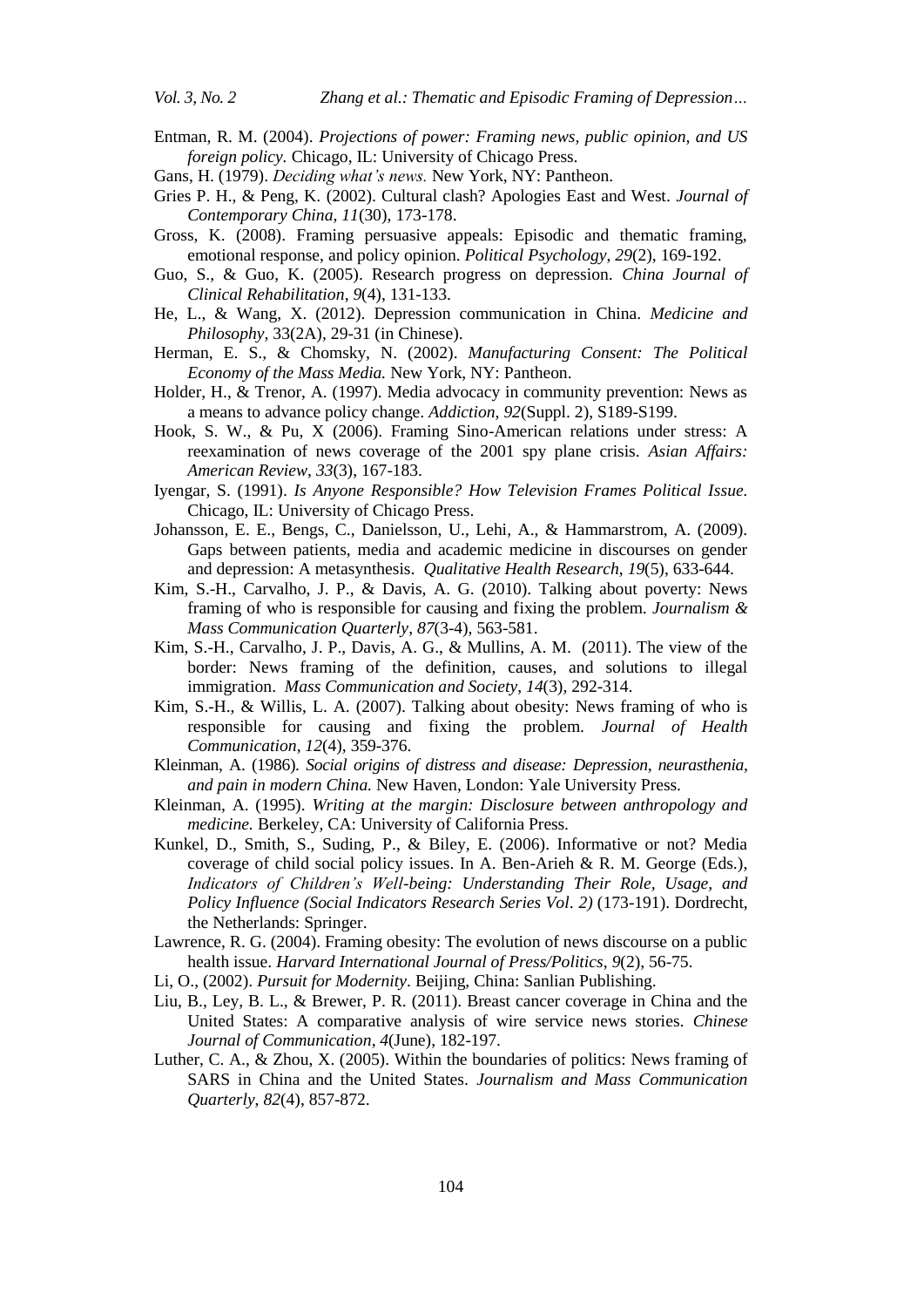Entman, R. M. (2004). *Projections of power: Framing news, public opinion, and US foreign policy.* Chicago, IL: University of Chicago Press.

Gans, H. (1979). *Deciding what's news.* New York, NY: Pantheon.

Gries P. H., & Peng, K. (2002). Cultural clash? Apologies East and West. *Journal of Contemporary China*, *11*(30), 173-178.

Gross, K. (2008). Framing persuasive appeals: Episodic and thematic framing, emotional response, and policy opinion. *Political Psychology*, *29*(2), 169-192.

Guo, S., & Guo, K. (2005). Research progress on depression. *China Journal of Clinical Rehabilitation*, *9*(4), 131-133.

He, L., & Wang, X. (2012). Depression communication in China. *Medicine and Philosophy*, 33(2A), 29-31 (in Chinese).

Herman, E. S., & Chomsky, N. (2002). *Manufacturing Consent: The Political Economy of the Mass Media.* New York, NY: Pantheon.

Holder, H., & Trenor, A. (1997). Media advocacy in community prevention: News as a means to advance policy change. *Addiction*, *92*(Suppl. 2), S189-S199.

Hook, S. W., & Pu, X (2006). Framing Sino-American relations under stress: A reexamination of news coverage of the 2001 spy plane crisis. *Asian Affairs: American Review*, *33*(3), 167-183.

Iyengar, S. (1991). *Is Anyone Responsible? How Television Frames Political Issue.* Chicago, IL: University of Chicago Press.

Johansson, E. E., Bengs, C., Danielsson, U., Lehi, A., & Hammarstrom, A. (2009). Gaps between patients, media and academic medicine in discourses on gender and depression: A metasynthesis. *Qualitative Health Research*, *19*(5), 633-644.

Kim, S.-H., Carvalho, J. P., & Davis, A. G. (2010). Talking about poverty: News framing of who is responsible for causing and fixing the problem. *Journalism & Mass Communication Quarterly*, *87*(3-4), 563-581.

Kim, S.-H., Carvalho, J. P., Davis, A. G., & Mullins, A. M. (2011). The view of the border: News framing of the definition, causes, and solutions to illegal immigration. *Mass Communication and Society*, *14*(3), 292-314.

Kim, S.-H., & Willis, L. A. (2007). Talking about obesity: News framing of who is responsible for causing and fixing the problem. *Journal of Health Communication*, *12*(4), 359-376.

Kleinman, A. (1986). *Social origins of distress and disease: Depression, neurasthenia, and pain in modern China.* New Haven, London: Yale University Press.

Kleinman, A. (1995). *Writing at the margin: Disclosure between anthropology and medicine.* Berkeley, CA: University of California Press.

Kunkel, D., Smith, S., Suding, P., & Biley, E. (2006). Informative or not? Media coverage of child social policy issues. In A. Ben-Arieh & R. M. George (Eds.), *Indicators of Children's Well-being: Understanding Their Role, Usage, and Policy Influence (Social Indicators Research Series Vol. 2)* (173-191). Dordrecht, the Netherlands: Springer.

Lawrence, R. G. (2004). Framing obesity: The evolution of news discourse on a public health issue. *Harvard International Journal of Press/Politics*, *9*(2), 56-75.

Li, O., (2002). *Pursuit for Modernity*. Beijing, China: Sanlian Publishing.

Liu, B., Ley, B. L., & Brewer, P. R. (2011). Breast cancer coverage in China and the United States: A comparative analysis of wire service news stories. *Chinese Journal of Communication*, *4*(June), 182-197.

Luther, C. A., & Zhou, X. (2005). Within the boundaries of politics: News framing of SARS in China and the United States. *Journalism and Mass Communication Quarterly*, *82*(4), 857-872.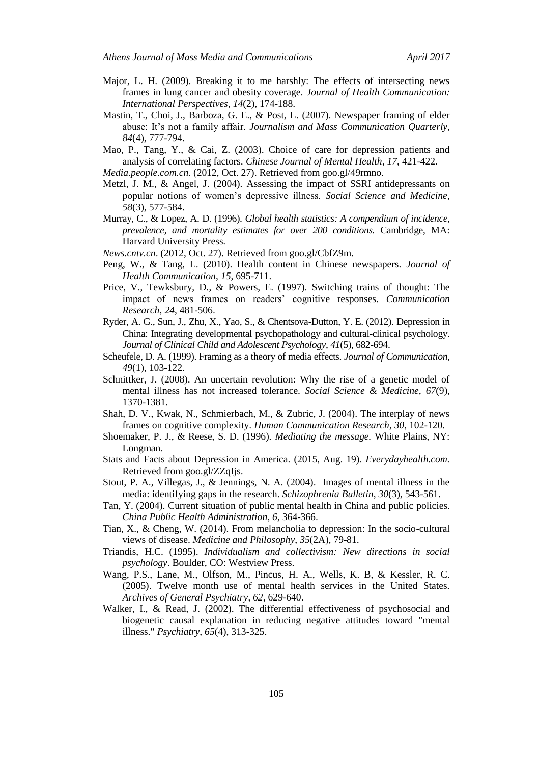Major, L. H. (2009). Breaking it to me harshly: The effects of intersecting news frames in lung cancer and obesity coverage. *Journal of Health Communication: International Perspectives*, *14*(2), 174-188.

Mastin, T., Choi, J., Barboza, G. E., & Post, L. (2007). Newspaper framing of elder abuse: It's not a family affair. *Journalism and Mass Communication Quarterly*, *84*(4), 777-794.

Mao, P., Tang, Y., & Cai, Z. (2003). Choice of care for depression patients and analysis of correlating factors. *Chinese Journal of Mental Health*, *17*, 421-422.

*Media.people.com.cn*. (2012, Oct. 27). Retrieved from goo.gl/49rmno.

Metzl, J. M., & Angel, J. (2004). Assessing the impact of SSRI antidepressants on popular notions of women's depressive illness. *Social Science and Medicine*, *58*(3), 577-584.

Murray, C., & Lopez, A. D. (1996). *Global health statistics: A compendium of incidence, prevalence, and mortality estimates for over 200 conditions.* Cambridge, MA: Harvard University Press.

*News.cntv.cn*. (2012, Oct. 27). Retrieved from goo.gl/CbfZ9m.

Peng, W., & Tang, L. (2010). Health content in Chinese newspapers. *Journal of Health Communication*, *15*, 695-711.

Price, V., Tewksbury, D., & Powers, E. (1997). Switching trains of thought: The impact of news frames on readers' cognitive responses. *Communication Research*, *24*, 481-506.

Ryder, A. G., Sun, J., Zhu, X., Yao, S., & Chentsova-Dutton, Y. E. (2012). Depression in China: Integrating developmental psychopathology and cultural-clinical psychology. *Journal of Clinical Child and Adolescent Psychology*, *41*(5), 682-694.

Scheufele, D. A. (1999). Framing as a theory of media effects. *Journal of Communication*, *49*(1), 103-122.

Schnittker, J. (2008). An uncertain revolution: Why the rise of a genetic model of mental illness has not increased tolerance. *Social Science & Medicine*, *67*(9), 1370-1381.

Shah, D. V., Kwak, N., Schmierbach, M., & Zubric, J. (2004). The interplay of news frames on cognitive complexity. *Human Communication Research*, *30*, 102-120.

Shoemaker, P. J., & Reese, S. D. (1996). *Mediating the message.* White Plains, NY: Longman.

Stats and Facts about Depression in America. (2015, Aug. 19). *Everydayhealth.com.* Retrieved from goo.gl/ZZqIjs.

Stout, P. A., Villegas, J., & Jennings, N. A. (2004). Images of mental illness in the media: identifying gaps in the research. *Schizophrenia Bulletin*, *30*(3), 543-561.

Tan, Y. (2004). Current situation of public mental health in China and public policies. *China Public Health Administration*, *6*, 364-366.

Tian, X., & Cheng, W. (2014). From melancholia to depression: In the socio-cultural views of disease. *Medicine and Philosophy*, *35*(2A), 79-81.

Triandis, H.C. (1995). *Individualism and collectivism: New directions in social psychology*. Boulder, CO: Westview Press.

Wang, P.S., Lane, M., Olfson, M., Pincus, H. A., Wells, K. B, & Kessler, R. C. (2005). Twelve month use of mental health services in the United States. *Archives of General Psychiatry*, *62*, 629-640.

Walker, I., & Read, J. (2002). The differential effectiveness of psychosocial and biogenetic causal explanation in reducing negative attitudes toward "mental illness." *Psychiatry*, *65*(4), 313-325.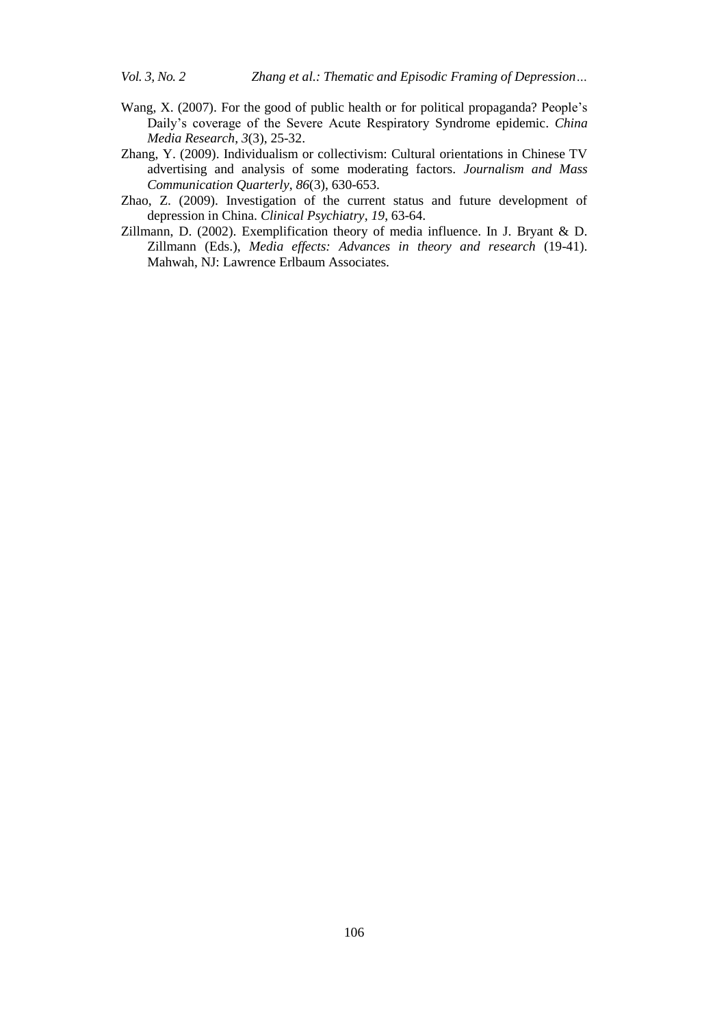Wang, X. (2007). For the good of public health or for political propaganda? People's Daily's coverage of the Severe Acute Respiratory Syndrome epidemic. *China Media Research*, *3*(3), 25-32.

Zhang, Y. (2009). Individualism or collectivism: Cultural orientations in Chinese TV advertising and analysis of some moderating factors. *Journalism and Mass Communication Quarterly*, *86*(3), 630-653.

Zhao, Z. (2009). Investigation of the current status and future development of depression in China. *Clinical Psychiatry*, *19*, 63-64.

Zillmann, D. (2002). Exemplification theory of media influence. In J. Bryant & D. Zillmann (Eds.), *Media effects: Advances in theory and research* (19-41). Mahwah, NJ: Lawrence Erlbaum Associates.